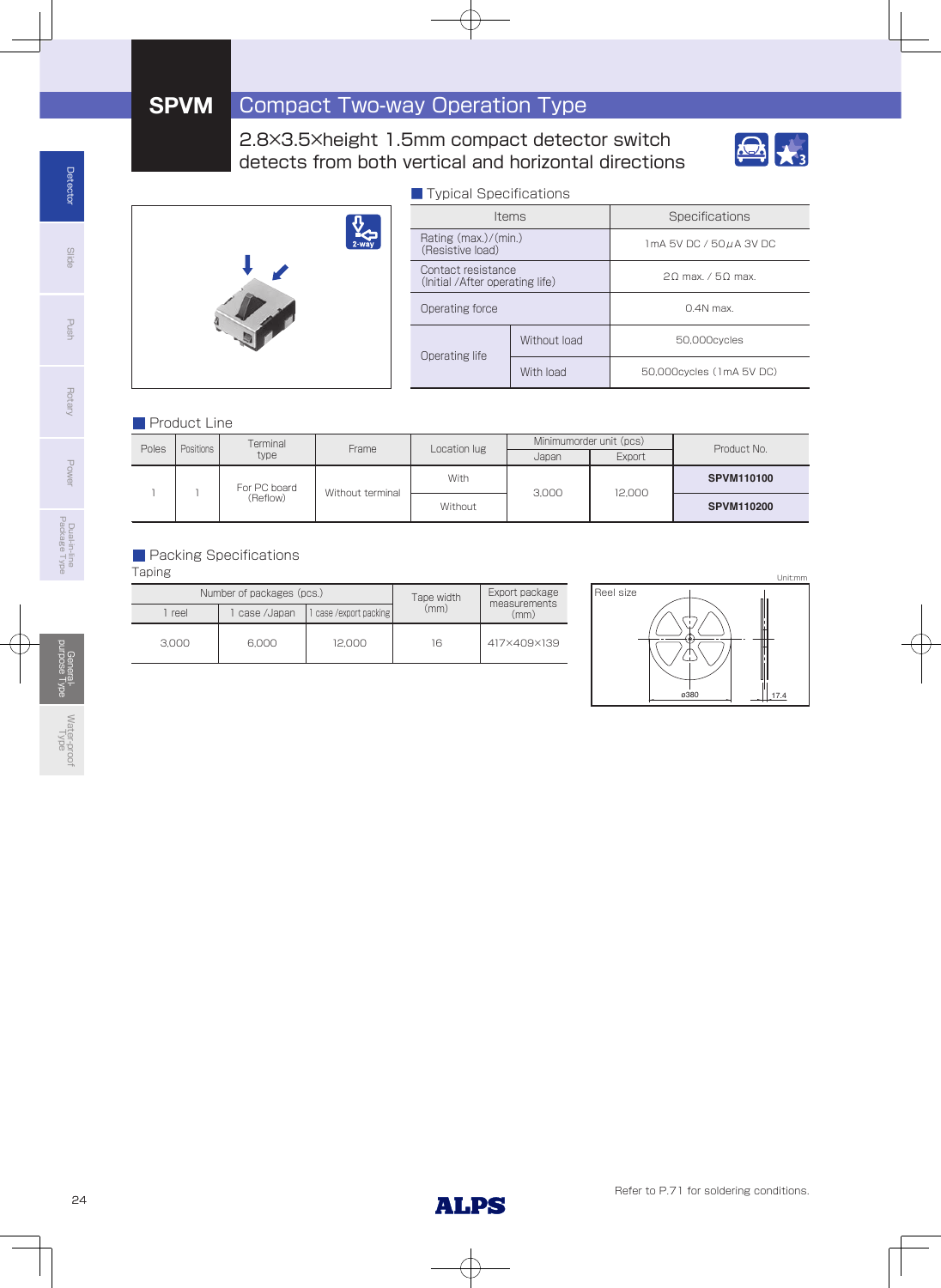# SPVM Compact Two-way Operation Type

2.8×3.5×height 1.5mm compact detector switch detects from both vertical and horizontal directions

## Typical Specifications

| Items | | Specifications |
|---|---|---|
| Rating (max.)/(min.) (Resistive load) | | 1mA 5V DC / 50μA 3V DC |
| Contact resistance (Initial /After operating life) | | 2Ω max. / 5Ω max. |
| Operating force | | 0.4N max. |
| Operating life | Without load | 50,000cycles |
| | With load | 50,000cycles (1mA 5V DC) |

## Product Line

| Poles | Positions | Terminal type | Frame | Location lug | Minimumorder unit (pcs) Japan | Minimumorder unit (pcs) Export | Product No. |
|---|---|---|---|---|---|---|---|
| 1 | 1 | For PC board (Reflow) | Without terminal | With | 3,000 | 12,000 | **SPVM110100** |
| | | | | Without | | | **SPVM110200** |

## Packing Specifications

Taping

| Number of packages (pcs.) 1 reel | 1 case /Japan | 1 case /export packing | Tape width (mm) | Export package measurements (mm) |
|---|---|---|---|---|
| 3,000 | 6,000 | 12,000 | 16 | 417×409×139 |

Unit:mm

Reel size

ø380

17.4

Refer to P.71 for soldering conditions.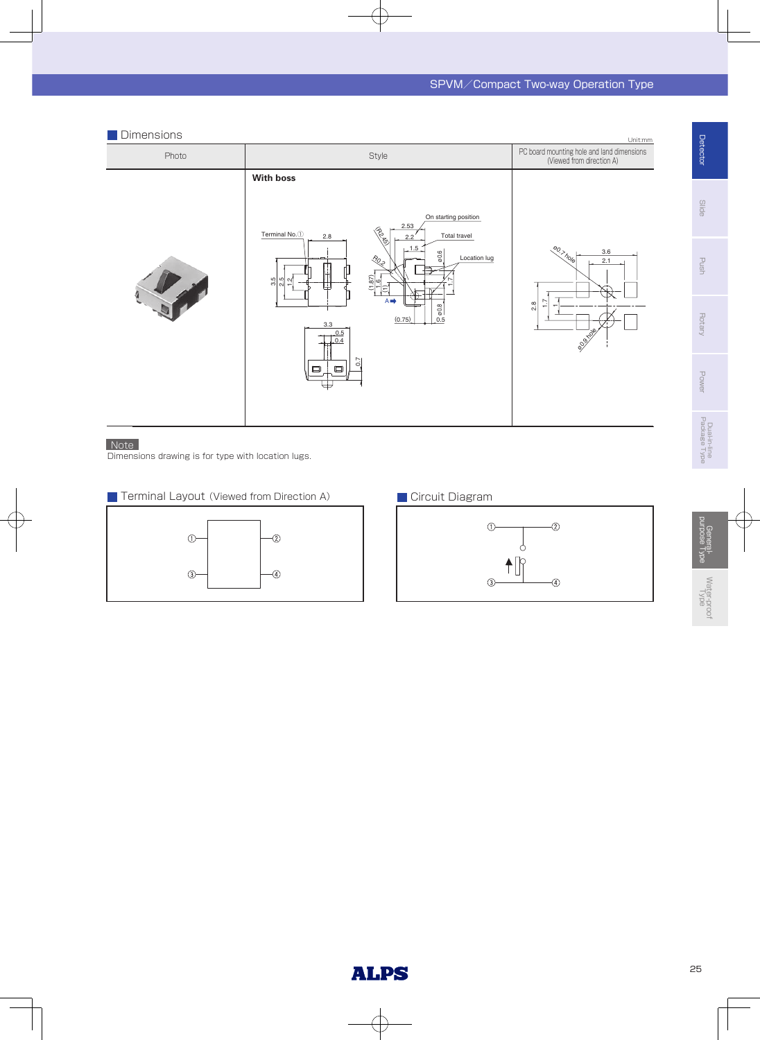## Dimensions

Unit:mm

| Photo | Style | PC board mounting hole and land dimensions (Viewed from direction A) |
| --- | --- | --- |
| | With boss | |

Note

Dimensions drawing is for type with location lugs.

## Terminal Layout (Viewed from Direction A)

## Circuit Diagram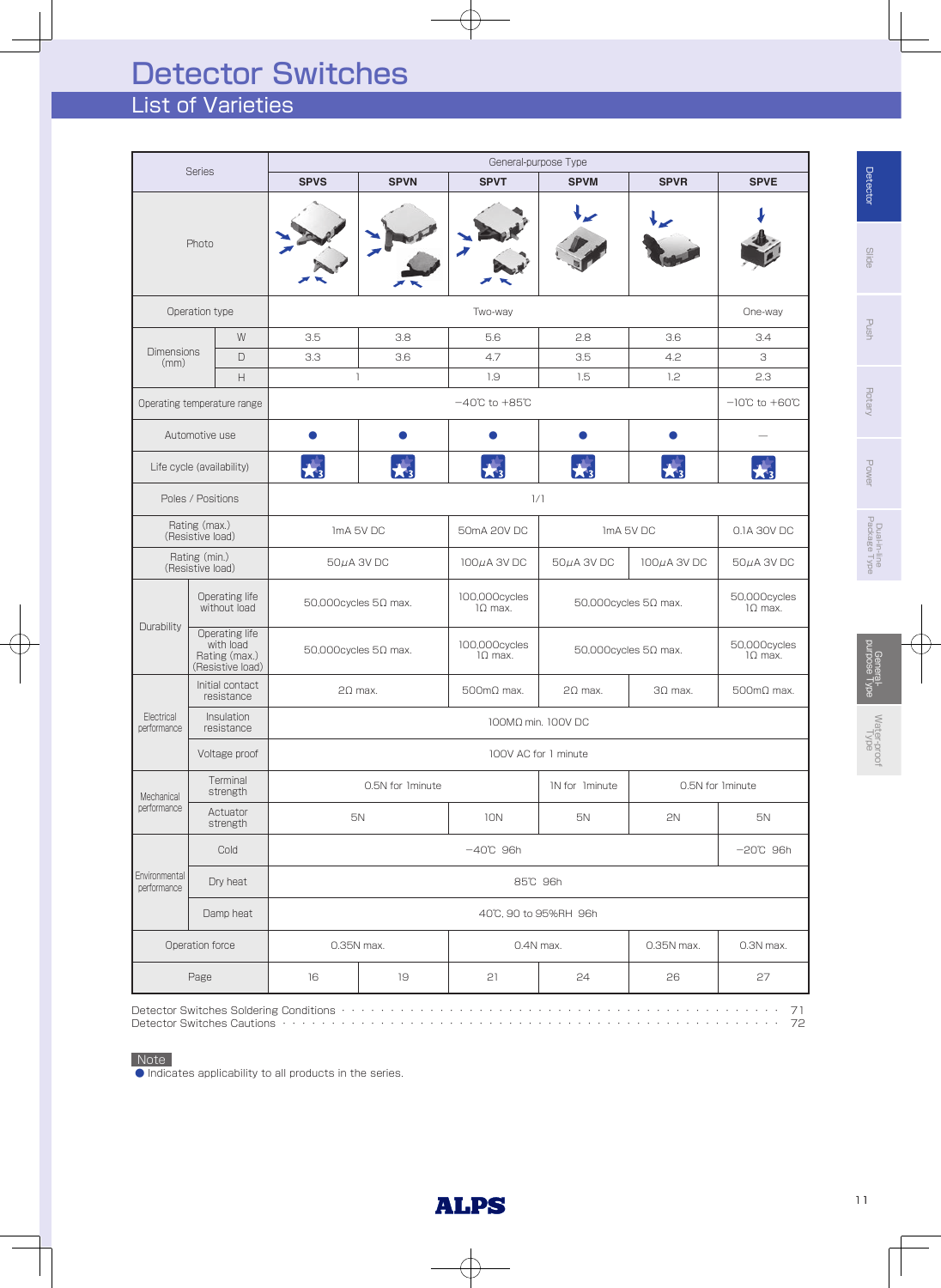# Detector Switches

## List of Varieties

| Series | | General-purpose Type | | | | | |
|---|---|---|---|---|---|---|---|
| | | SPVS | SPVN | SPVT | SPVM | SPVR | SPVE |
| Photo | | | | | | | |
| Operation type | | Two-way | | | | | One-way |
| Dimensions (mm) | W | 3.5 | 3.8 | 5.6 | 2.8 | 3.6 | 3.4 |
| | D | 3.3 | 3.6 | 4.7 | 3.5 | 4.2 | 3 |
| | H | 1 | | 1.9 | 1.5 | 1.2 | 2.3 |
| Operating temperature range | | −40℃ to +85℃ | | | | | −10℃ to +60℃ |
| Automotive use | | ● | ● | ● | ● | ● | — |
| Life cycle (availability) | | 3 | 3 | 3 | 3 | 3 | 3 |
| Poles / Positions | | 1/1 | | | | | |
| Rating (max.) (Resistive load) | | 1mA 5V DC | | 50mA 20V DC | 1mA 5V DC | | 0.1A 30V DC |
| Rating (min.) (Resistive load) | | 50μA 3V DC | | 100μA 3V DC | 50μA 3V DC | 100μA 3V DC | 50μA 3V DC |
| Durability | Operating life without load | 50,000cycles 5Ω max. | | 100,000cycles 1Ω max. | 50,000cycles 5Ω max. | | 50,000cycles 1Ω max. |
| | Operating life with load Rating (max.) (Resistive load) | 50,000cycles 5Ω max. | | 100,000cycles 1Ω max. | 50,000cycles 5Ω max. | | 50,000cycles 1Ω max. |
| Electrical performance | Initial contact resistance | 2Ω max. | | 500mΩ max. | 2Ω max. | 3Ω max. | 500mΩ max. |
| | Insulation resistance | 100MΩ min. 100V DC | | | | | |
| | Voltage proof | 100V AC for 1 minute | | | | | |
| Mechanical performance | Terminal strength | 0.5N for 1minute | | | 1N for 1minute | 0.5N for 1minute | |
| | Actuator strength | 5N | | 10N | 5N | 2N | 5N |
| Environmental performance | Cold | −40℃ 96h | | | | | −20℃ 96h |
| | Dry heat | 85℃ 96h | | | | | |
| | Damp heat | 40℃, 90 to 95%RH 96h | | | | | |
| Operation force | | 0.35N max. | | 0.4N max. | | 0.35N max. | 0.3N max. |
| Page | | 16 | 19 | 21 | 24 | 26 | 27 |

Detector Switches Soldering Conditions ........................................ 71
Detector Switches Cautions ........................................ 72

**Note**
● Indicates applicability to all products in the series.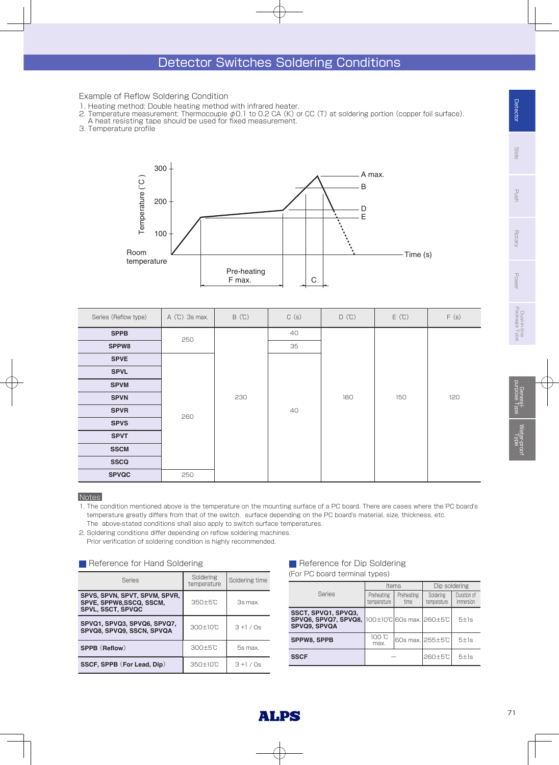# Detector Switches Soldering Conditions

Example of Reflow Soldering Condition

1. Heating method: Double heating method with infrared heater.
2. Temperature measurement: Thermocouple ϕ0.1 to 0.2 CA (K) or CC (T) at soldering portion (copper foil surface).
   A heat resisting tape should be used for fixed measurement.
3. Temperature profile

| Series (Reflow type) | A (℃) 3s max. | B (℃) | C (s) | D (℃) | E (℃) | F (s) |
|---|---|---|---|---|---|---|
| **SPPB** | 250 | 230 | 40 | 180 | 150 | 120 |
| **SPPW8** | 250 | 230 | 35 | 180 | 150 | 120 |
| **SPVE** | 260 | 230 | 40 | 180 | 150 | 120 |
| **SPVL** | 260 | 230 | 40 | 180 | 150 | 120 |
| **SPVM** | 260 | 230 | 40 | 180 | 150 | 120 |
| **SPVN** | 260 | 230 | 40 | 180 | 150 | 120 |
| **SPVR** | 260 | 230 | 40 | 180 | 150 | 120 |
| **SPVS** | 260 | 230 | 40 | 180 | 150 | 120 |
| **SPVT** | 260 | 230 | 40 | 180 | 150 | 120 |
| **SSCM** | 260 | 230 | 40 | 180 | 150 | 120 |
| **SSCQ** | 260 | 230 | 40 | 180 | 150 | 120 |
| **SPVQC** | 250 | 230 | 40 | 180 | 150 | 120 |

**Notes**

1. The condition mentioned above is the temperature on the mounting surface of a PC board. There are cases where the PC board's temperature greatly differs from that of the switch, surface depending on the PC board's material, size, thickness, etc.
   The above-stated conditions shall also apply to switch surface temperatures.
2. Soldering conditions differ depending on reflow soldering machines.
   Prior verification of soldering condition is highly recommended.

## Reference for Hand Soldering

| Series | Soldering temperature | Soldering time |
|---|---|---|
| **SPVS, SPVN, SPVT, SPVM, SPVR, SPVE, SPPW8,SSCQ, SSCM, SPVL, SSCT, SPVQC** | 350±5℃ | 3s max. |
| **SPVQ1, SPVQ3, SPVQ6, SPVQ7, SPVQ8, SPVQ9, SSCN, SPVQA** | 300±10℃ | 3 +1 / 0s |
| **SPPB (Reflow)** | 300±5℃ | 5s max. |
| **SSCF, SPPB (For Lead, Dip)** | 350±10℃ | 3 +1 / 0s |

## Reference for Dip Soldering

(For PC board terminal types)

| Series | Items | | Dip soldering | |
|---|---|---|---|---|
| | Preheating temperature | Preheating time | Soldering temperature | Duration of immersion |
| **SSCT, SPVQ1, SPVQ3, SPVQ6, SPVQ7, SPVQ8, SPVQ9, SPVQA** | 100±10℃ | 60s max. | 260±5℃ | 5±1s |
| **SPPW8, SPPB** | 100 ℃ max. | 60s max. | 255±5℃ | 5±1s |
| **SSCF** | — | | 260±5℃ | 5±1s |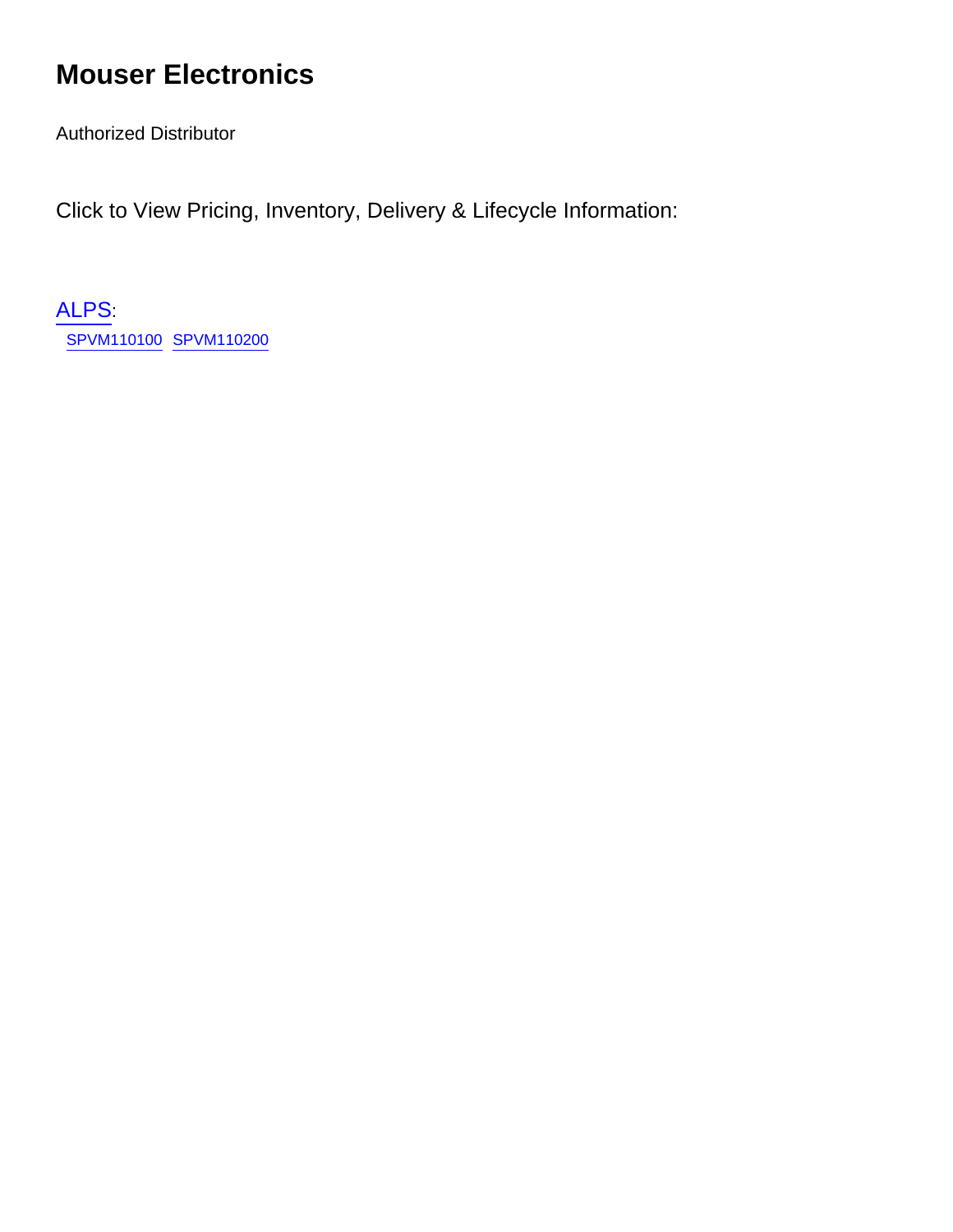# Mouser Electronics

Authorized Distributor

Click to View Pricing, Inventory, Delivery & Lifecycle Information:

ALPS:

SPVM110100 SPVM110200